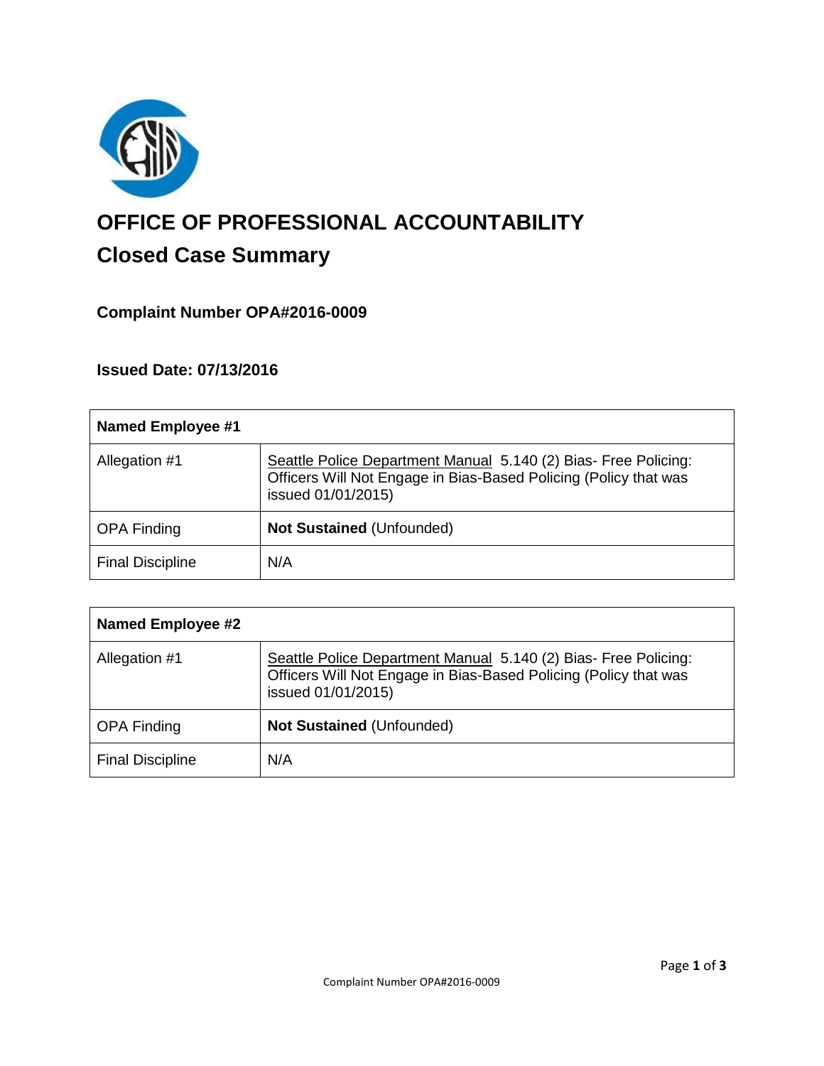# OFFICE OF PROFESSIONAL ACCOUNTABILITY

## Closed Case Summary

### Complaint Number OPA#2016-0009

### Issued Date: 07/13/2016

| **Named Employee #1** | |
|---|---|
| Allegation #1 | Seattle Police Department Manual 5.140 (2) Bias- Free Policing: Officers Will Not Engage in Bias-Based Policing (Policy that was issued 01/01/2015) |
| OPA Finding | **Not Sustained** (Unfounded) |
| Final Discipline | N/A |

| **Named Employee #2** | |
|---|---|
| Allegation #1 | Seattle Police Department Manual 5.140 (2) Bias- Free Policing: Officers Will Not Engage in Bias-Based Policing (Policy that was issued 01/01/2015) |
| OPA Finding | **Not Sustained** (Unfounded) |
| Final Discipline | N/A |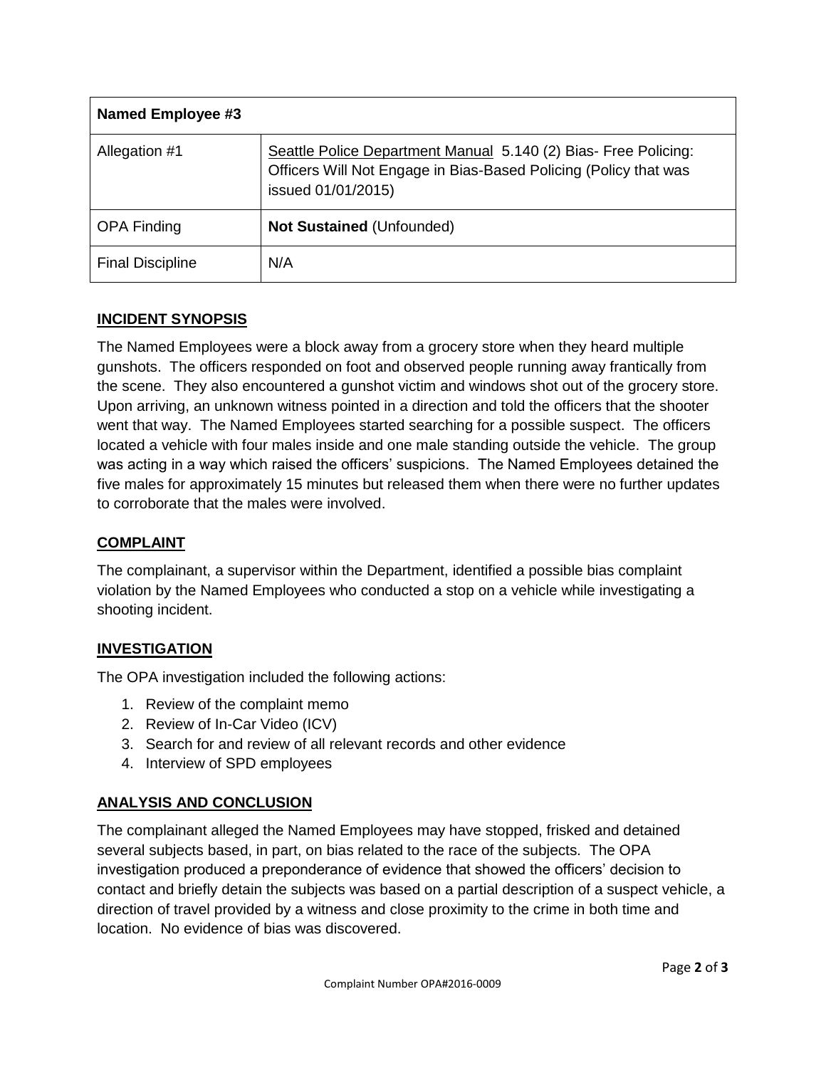| Named Employee #3 | |
|---|---|
| Allegation #1 | Seattle Police Department Manual 5.140 (2) Bias- Free Policing: Officers Will Not Engage in Bias-Based Policing (Policy that was issued 01/01/2015) |
| OPA Finding | **Not Sustained** (Unfounded) |
| Final Discipline | N/A |

## INCIDENT SYNOPSIS

The Named Employees were a block away from a grocery store when they heard multiple gunshots. The officers responded on foot and observed people running away frantically from the scene. They also encountered a gunshot victim and windows shot out of the grocery store. Upon arriving, an unknown witness pointed in a direction and told the officers that the shooter went that way. The Named Employees started searching for a possible suspect. The officers located a vehicle with four males inside and one male standing outside the vehicle. The group was acting in a way which raised the officers' suspicions. The Named Employees detained the five males for approximately 15 minutes but released them when there were no further updates to corroborate that the males were involved.

## COMPLAINT

The complainant, a supervisor within the Department, identified a possible bias complaint violation by the Named Employees who conducted a stop on a vehicle while investigating a shooting incident.

## INVESTIGATION

The OPA investigation included the following actions:

1. Review of the complaint memo
2. Review of In-Car Video (ICV)
3. Search for and review of all relevant records and other evidence
4. Interview of SPD employees

## ANALYSIS AND CONCLUSION

The complainant alleged the Named Employees may have stopped, frisked and detained several subjects based, in part, on bias related to the race of the subjects. The OPA investigation produced a preponderance of evidence that showed the officers' decision to contact and briefly detain the subjects was based on a partial description of a suspect vehicle, a direction of travel provided by a witness and close proximity to the crime in both time and location. No evidence of bias was discovered.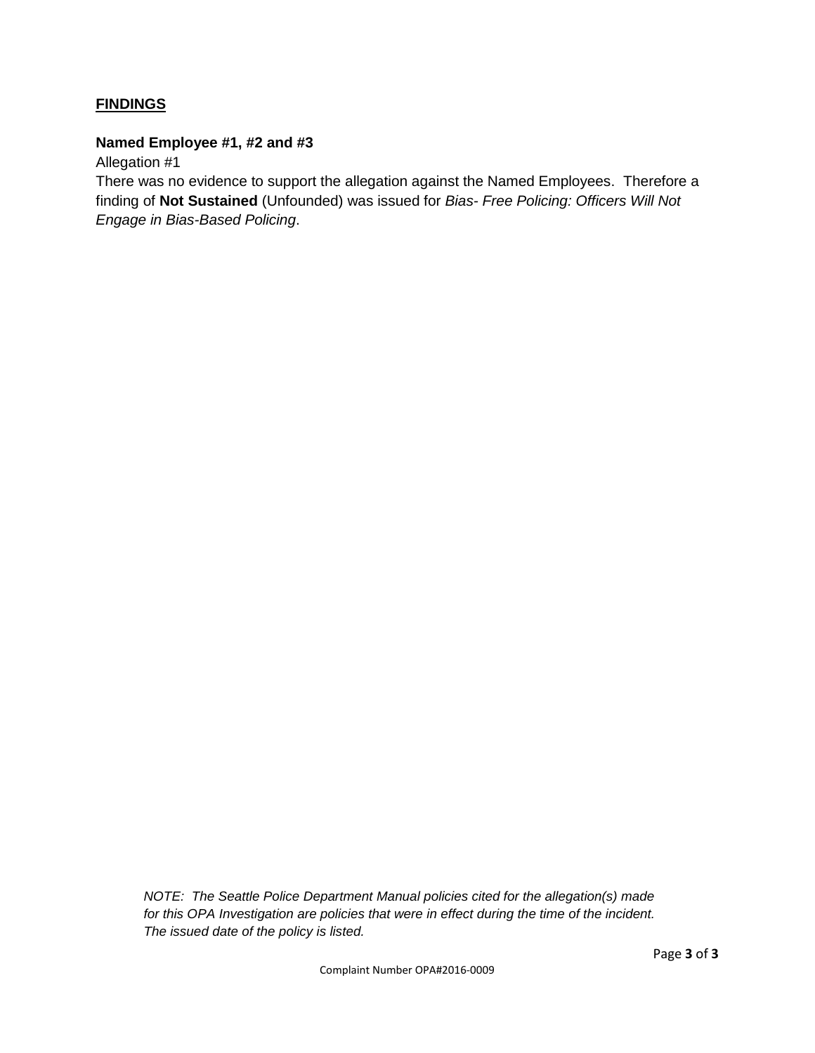## FINDINGS

**Named Employee #1, #2 and #3**

Allegation #1

There was no evidence to support the allegation against the Named Employees. Therefore a finding of **Not Sustained** (Unfounded) was issued for *Bias- Free Policing: Officers Will Not Engage in Bias-Based Policing*.

*NOTE: The Seattle Police Department Manual policies cited for the allegation(s) made for this OPA Investigation are policies that were in effect during the time of the incident. The issued date of the policy is listed.*